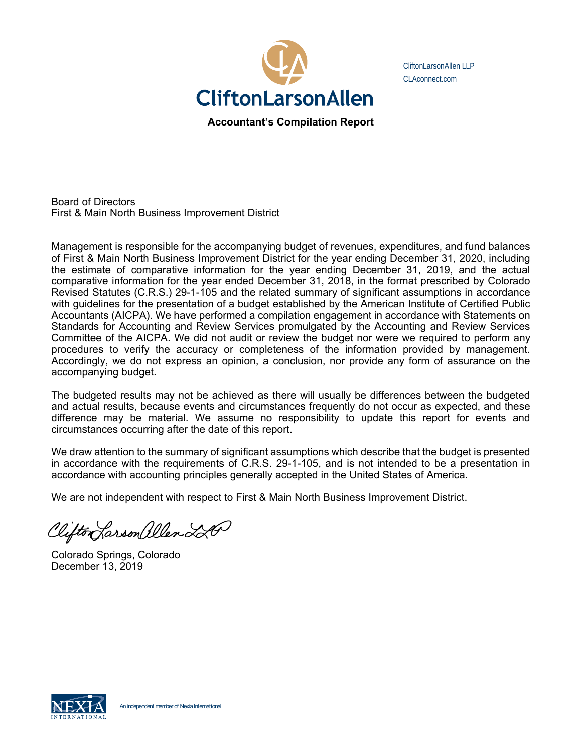CliftonLarsonAllen

CliftonLarsonAllen LLP
CLAconnect.com

## Accountant's Compilation Report

Board of Directors
First & Main North Business Improvement District

Management is responsible for the accompanying budget of revenues, expenditures, and fund balances of First & Main North Business Improvement District for the year ending December 31, 2020, including the estimate of comparative information for the year ending December 31, 2019, and the actual comparative information for the year ended December 31, 2018, in the format prescribed by Colorado Revised Statutes (C.R.S.) 29-1-105 and the related summary of significant assumptions in accordance with guidelines for the presentation of a budget established by the American Institute of Certified Public Accountants (AICPA). We have performed a compilation engagement in accordance with Statements on Standards for Accounting and Review Services promulgated by the Accounting and Review Services Committee of the AICPA. We did not audit or review the budget nor were we required to perform any procedures to verify the accuracy or completeness of the information provided by management. Accordingly, we do not express an opinion, a conclusion, nor provide any form of assurance on the accompanying budget.

The budgeted results may not be achieved as there will usually be differences between the budgeted and actual results, because events and circumstances frequently do not occur as expected, and these difference may be material. We assume no responsibility to update this report for events and circumstances occurring after the date of this report.

We draw attention to the summary of significant assumptions which describe that the budget is presented in accordance with the requirements of C.R.S. 29-1-105, and is not intended to be a presentation in accordance with accounting principles generally accepted in the United States of America.

We are not independent with respect to First & Main North Business Improvement District.

CliftonLarsonAllen LLP

Colorado Springs, Colorado
December 13, 2019

NEXIA INTERNATIONAL An independent member of Nexia International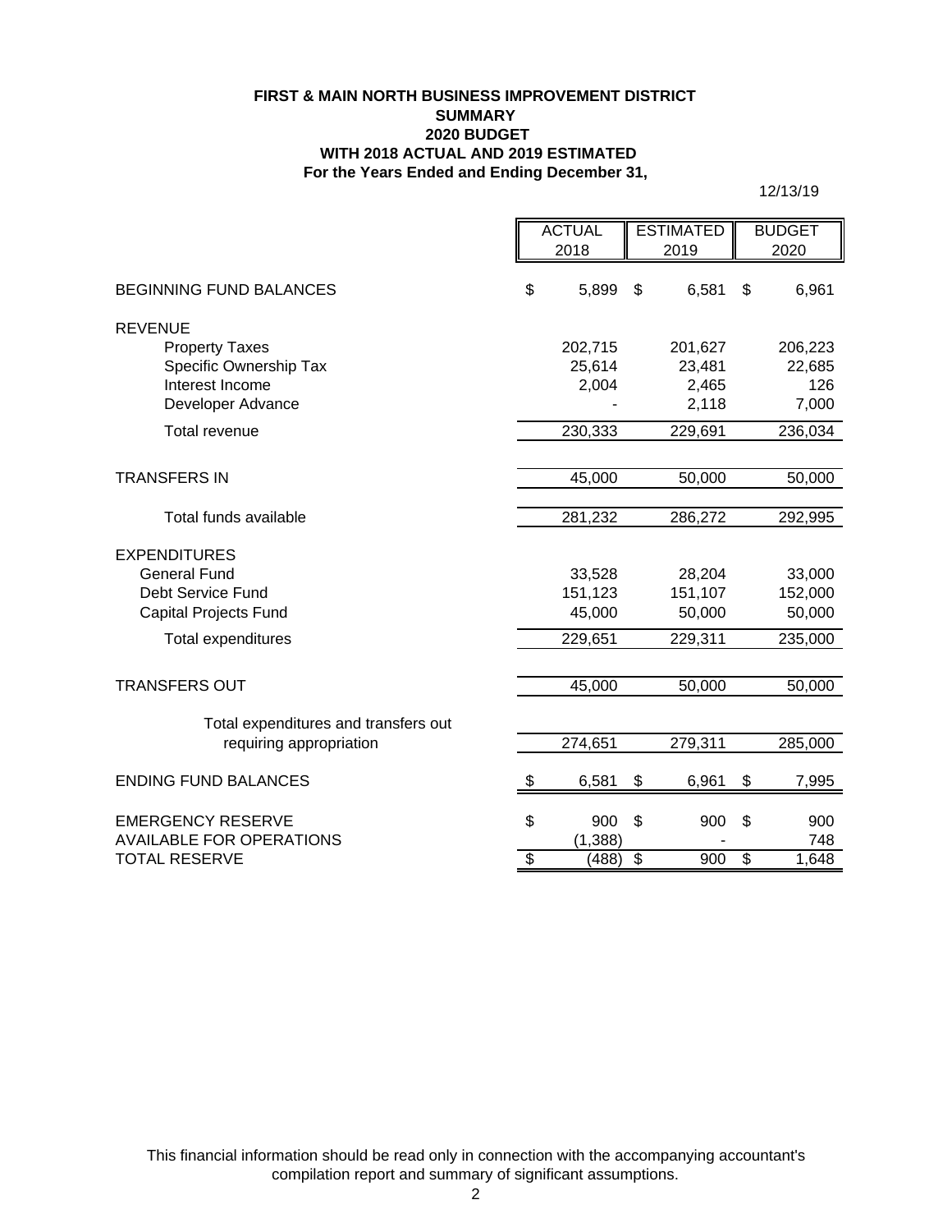**FIRST & MAIN NORTH BUSINESS IMPROVEMENT DISTRICT**
**SUMMARY**
**2020 BUDGET**
**WITH 2018 ACTUAL AND 2019 ESTIMATED**
**For the Years Ended and Ending December 31,**

12/13/19

| | ACTUAL 2018 | ESTIMATED 2019 | BUDGET 2020 |
|---|---|---|---|
| BEGINNING FUND BALANCES | $ 5,899 | $ 6,581 | $ 6,961 |
| REVENUE | | | |
| Property Taxes | 202,715 | 201,627 | 206,223 |
| Specific Ownership Tax | 25,614 | 23,481 | 22,685 |
| Interest Income | 2,004 | 2,465 | 126 |
| Developer Advance | - | 2,118 | 7,000 |
| Total revenue | 230,333 | 229,691 | 236,034 |
| TRANSFERS IN | 45,000 | 50,000 | 50,000 |
| Total funds available | 281,232 | 286,272 | 292,995 |
| EXPENDITURES | | | |
| General Fund | 33,528 | 28,204 | 33,000 |
| Debt Service Fund | 151,123 | 151,107 | 152,000 |
| Capital Projects Fund | 45,000 | 50,000 | 50,000 |
| Total expenditures | 229,651 | 229,311 | 235,000 |
| TRANSFERS OUT | 45,000 | 50,000 | 50,000 |
| Total expenditures and transfers out requiring appropriation | 274,651 | 279,311 | 285,000 |
| ENDING FUND BALANCES | $ 6,581 | $ 6,961 | $ 7,995 |
| EMERGENCY RESERVE | $ 900 | $ 900 | $ 900 |
| AVAILABLE FOR OPERATIONS | (1,388) | - | 748 |
| TOTAL RESERVE | $ (488) | $ 900 | $ 1,648 |

This financial information should be read only in connection with the accompanying accountant's compilation report and summary of significant assumptions.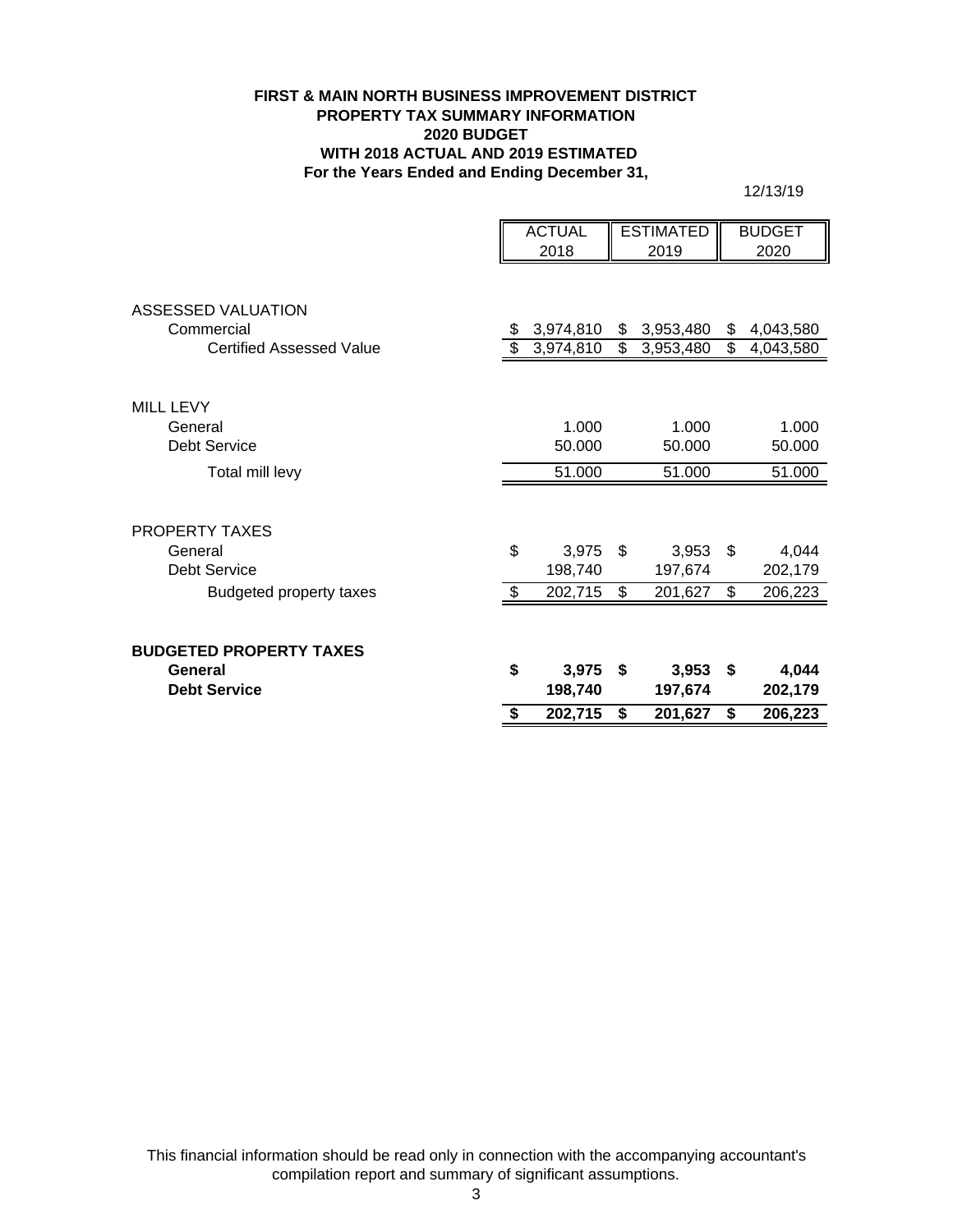**FIRST & MAIN NORTH BUSINESS IMPROVEMENT DISTRICT**
**PROPERTY TAX SUMMARY INFORMATION**
**2020 BUDGET**
**WITH 2018 ACTUAL AND 2019 ESTIMATED**
**For the Years Ended and Ending December 31,**

12/13/19

| | ACTUAL 2018 | ESTIMATED 2019 | BUDGET 2020 |
|---|---|---|---|
| ASSESSED VALUATION | | | |
| Commercial | $ 3,974,810 | $ 3,953,480 | $ 4,043,580 |
| Certified Assessed Value | $ 3,974,810 | $ 3,953,480 | $ 4,043,580 |
| | | | |
| MILL LEVY | | | |
| General | 1.000 | 1.000 | 1.000 |
| Debt Service | 50.000 | 50.000 | 50.000 |
| Total mill levy | 51.000 | 51.000 | 51.000 |
| | | | |
| PROPERTY TAXES | | | |
| General | $ 3,975 | $ 3,953 | $ 4,044 |
| Debt Service | 198,740 | 197,674 | 202,179 |
| Budgeted property taxes | $ 202,715 | $ 201,627 | $ 206,223 |
| | | | |
| **BUDGETED PROPERTY TAXES** | | | |
| **General** | **$ 3,975** | **$ 3,953** | **$ 4,044** |
| **Debt Service** | **198,740** | **197,674** | **202,179** |
| | **$ 202,715** | **$ 201,627** | **$ 206,223** |

This financial information should be read only in connection with the accompanying accountant's compilation report and summary of significant assumptions.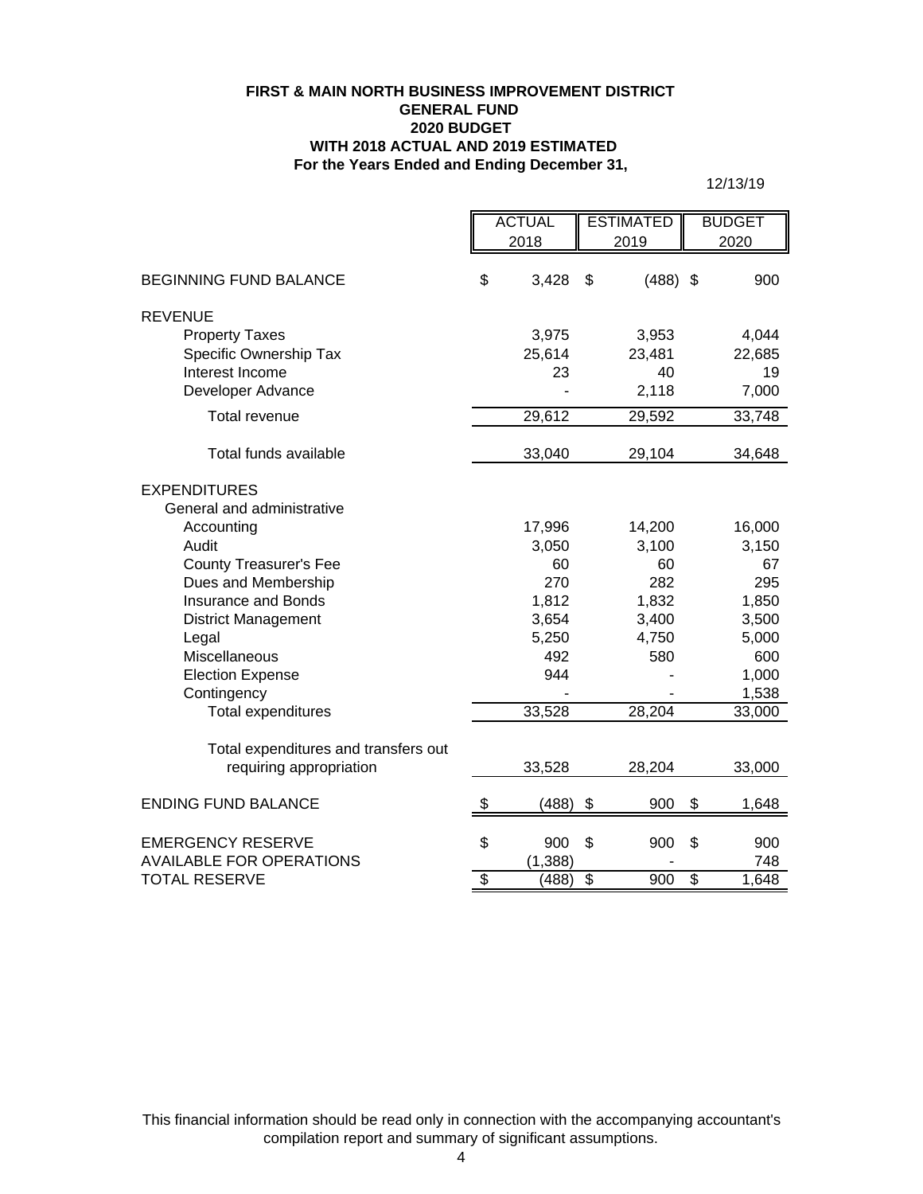**FIRST & MAIN NORTH BUSINESS IMPROVEMENT DISTRICT**
**GENERAL FUND**
**2020 BUDGET**
**WITH 2018 ACTUAL AND 2019 ESTIMATED**
**For the Years Ended and Ending December 31,**

12/13/19

| | ACTUAL 2018 | ESTIMATED 2019 | BUDGET 2020 |
|---|---|---|---|
| BEGINNING FUND BALANCE | $ 3,428 | $ (488) | $ 900 |
| REVENUE | | | |
| Property Taxes | 3,975 | 3,953 | 4,044 |
| Specific Ownership Tax | 25,614 | 23,481 | 22,685 |
| Interest Income | 23 | 40 | 19 |
| Developer Advance | - | 2,118 | 7,000 |
| Total revenue | 29,612 | 29,592 | 33,748 |
| Total funds available | 33,040 | 29,104 | 34,648 |
| EXPENDITURES | | | |
| General and administrative | | | |
| Accounting | 17,996 | 14,200 | 16,000 |
| Audit | 3,050 | 3,100 | 3,150 |
| County Treasurer's Fee | 60 | 60 | 67 |
| Dues and Membership | 270 | 282 | 295 |
| Insurance and Bonds | 1,812 | 1,832 | 1,850 |
| District Management | 3,654 | 3,400 | 3,500 |
| Legal | 5,250 | 4,750 | 5,000 |
| Miscellaneous | 492 | 580 | 600 |
| Election Expense | 944 | - | 1,000 |
| Contingency | - | - | 1,538 |
| Total expenditures | 33,528 | 28,204 | 33,000 |
| Total expenditures and transfers out requiring appropriation | 33,528 | 28,204 | 33,000 |
| ENDING FUND BALANCE | $ (488) | $ 900 | $ 1,648 |
| EMERGENCY RESERVE | $ 900 | $ 900 | $ 900 |
| AVAILABLE FOR OPERATIONS | (1,388) | - | 748 |
| TOTAL RESERVE | $ (488) | $ 900 | $ 1,648 |

This financial information should be read only in connection with the accompanying accountant's compilation report and summary of significant assumptions.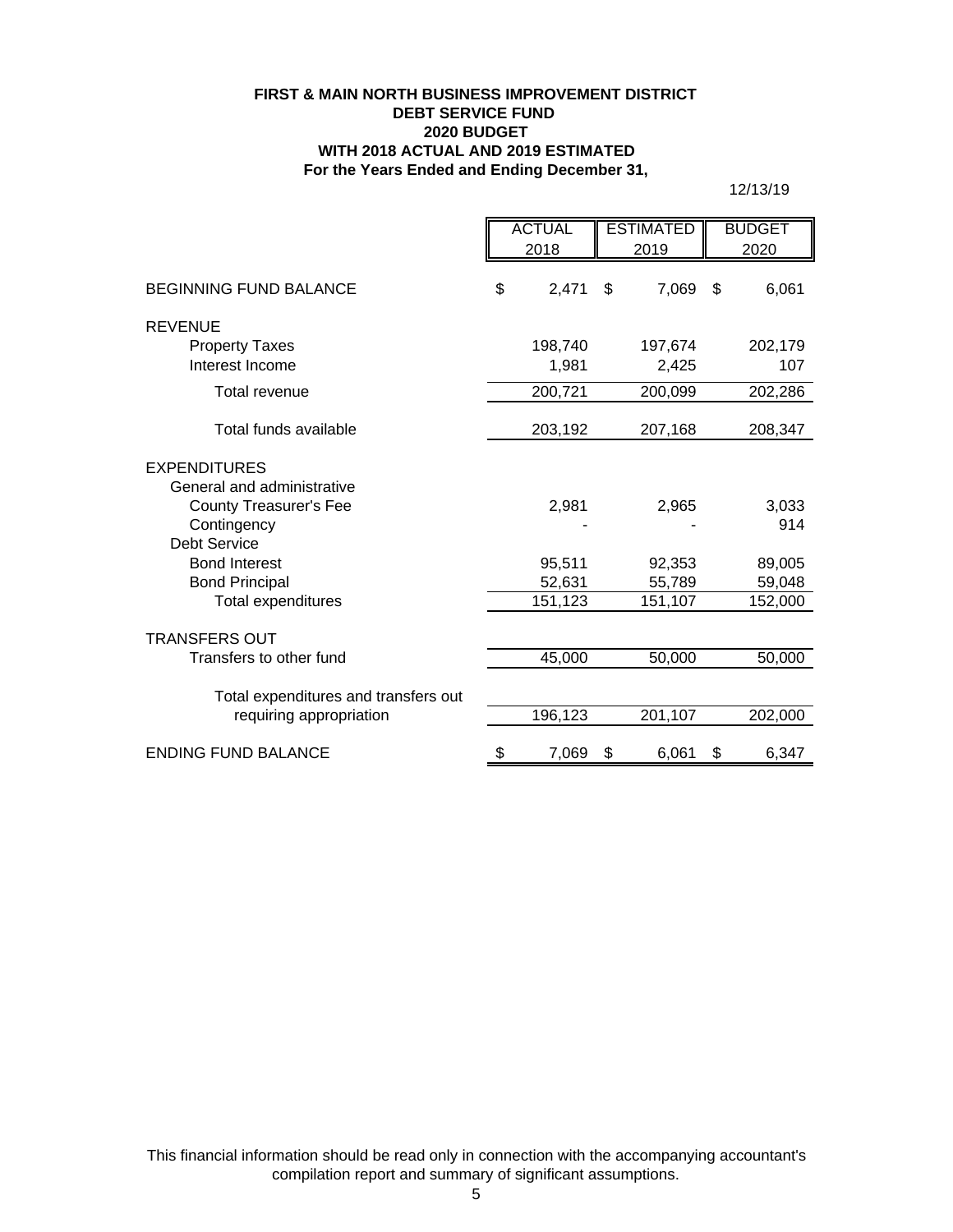**FIRST & MAIN NORTH BUSINESS IMPROVEMENT DISTRICT**
**DEBT SERVICE FUND**
**2020 BUDGET**
**WITH 2018 ACTUAL AND 2019 ESTIMATED**
**For the Years Ended and Ending December 31,**

12/13/19

| | ACTUAL 2018 | ESTIMATED 2019 | BUDGET 2020 |
|---|---|---|---|
| BEGINNING FUND BALANCE | $ 2,471 | $ 7,069 | $ 6,061 |
| REVENUE | | | |
| Property Taxes | 198,740 | 197,674 | 202,179 |
| Interest Income | 1,981 | 2,425 | 107 |
| Total revenue | 200,721 | 200,099 | 202,286 |
| Total funds available | 203,192 | 207,168 | 208,347 |
| EXPENDITURES | | | |
| General and administrative | | | |
| County Treasurer's Fee | 2,981 | 2,965 | 3,033 |
| Contingency | - | - | 914 |
| Debt Service | | | |
| Bond Interest | 95,511 | 92,353 | 89,005 |
| Bond Principal | 52,631 | 55,789 | 59,048 |
| Total expenditures | 151,123 | 151,107 | 152,000 |
| TRANSFERS OUT | | | |
| Transfers to other fund | 45,000 | 50,000 | 50,000 |
| Total expenditures and transfers out requiring appropriation | 196,123 | 201,107 | 202,000 |
| ENDING FUND BALANCE | $ 7,069 | $ 6,061 | $ 6,347 |

This financial information should be read only in connection with the accompanying accountant's compilation report and summary of significant assumptions.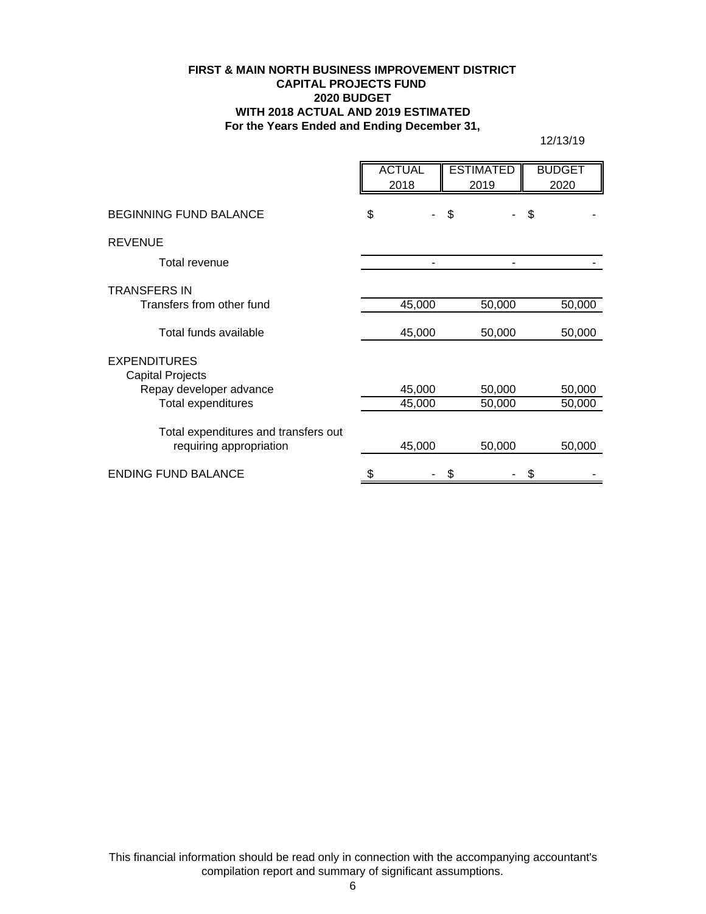**FIRST & MAIN NORTH BUSINESS IMPROVEMENT DISTRICT**
**CAPITAL PROJECTS FUND**
**2020 BUDGET**
**WITH 2018 ACTUAL AND 2019 ESTIMATED**
**For the Years Ended and Ending December 31,**

12/13/19

| | ACTUAL 2018 | ESTIMATED 2019 | BUDGET 2020 |
|---|---|---|---|
| BEGINNING FUND BALANCE | $ - | $ - | $ - |
| REVENUE | | | |
| Total revenue | - | - | - |
| TRANSFERS IN | | | |
| Transfers from other fund | 45,000 | 50,000 | 50,000 |
| Total funds available | 45,000 | 50,000 | 50,000 |
| EXPENDITURES | | | |
| Capital Projects | | | |
| Repay developer advance | 45,000 | 50,000 | 50,000 |
| Total expenditures | 45,000 | 50,000 | 50,000 |
| Total expenditures and transfers out requiring appropriation | 45,000 | 50,000 | 50,000 |
| ENDING FUND BALANCE | $ - | $ - | $ - |

This financial information should be read only in connection with the accompanying accountant's compilation report and summary of significant assumptions.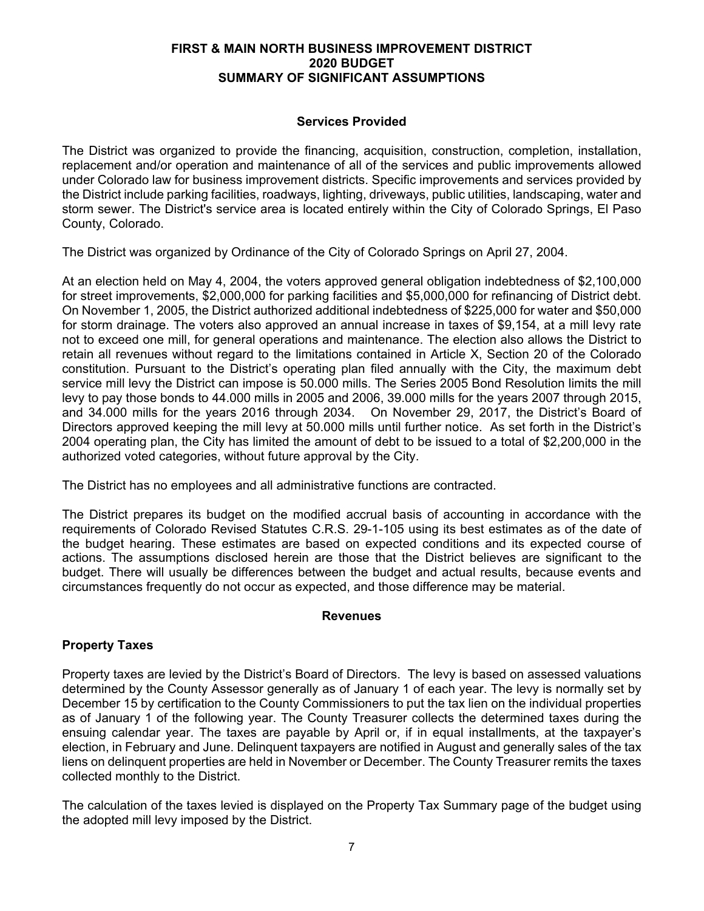# FIRST & MAIN NORTH BUSINESS IMPROVEMENT DISTRICT
## 2020 BUDGET
## SUMMARY OF SIGNIFICANT ASSUMPTIONS

### Services Provided

The District was organized to provide the financing, acquisition, construction, completion, installation, replacement and/or operation and maintenance of all of the services and public improvements allowed under Colorado law for business improvement districts. Specific improvements and services provided by the District include parking facilities, roadways, lighting, driveways, public utilities, landscaping, water and storm sewer. The District's service area is located entirely within the City of Colorado Springs, El Paso County, Colorado.

The District was organized by Ordinance of the City of Colorado Springs on April 27, 2004.

At an election held on May 4, 2004, the voters approved general obligation indebtedness of $2,100,000 for street improvements, $2,000,000 for parking facilities and $5,000,000 for refinancing of District debt. On November 1, 2005, the District authorized additional indebtedness of $225,000 for water and $50,000 for storm drainage. The voters also approved an annual increase in taxes of $9,154, at a mill levy rate not to exceed one mill, for general operations and maintenance. The election also allows the District to retain all revenues without regard to the limitations contained in Article X, Section 20 of the Colorado constitution. Pursuant to the District's operating plan filed annually with the City, the maximum debt service mill levy the District can impose is 50.000 mills. The Series 2005 Bond Resolution limits the mill levy to pay those bonds to 44.000 mills in 2005 and 2006, 39.000 mills for the years 2007 through 2015, and 34.000 mills for the years 2016 through 2034. On November 29, 2017, the District's Board of Directors approved keeping the mill levy at 50.000 mills until further notice. As set forth in the District's 2004 operating plan, the City has limited the amount of debt to be issued to a total of $2,200,000 in the authorized voted categories, without future approval by the City.

The District has no employees and all administrative functions are contracted.

The District prepares its budget on the modified accrual basis of accounting in accordance with the requirements of Colorado Revised Statutes C.R.S. 29-1-105 using its best estimates as of the date of the budget hearing. These estimates are based on expected conditions and its expected course of actions. The assumptions disclosed herein are those that the District believes are significant to the budget. There will usually be differences between the budget and actual results, because events and circumstances frequently do not occur as expected, and those difference may be material.

### Revenues

#### Property Taxes

Property taxes are levied by the District's Board of Directors. The levy is based on assessed valuations determined by the County Assessor generally as of January 1 of each year. The levy is normally set by December 15 by certification to the County Commissioners to put the tax lien on the individual properties as of January 1 of the following year. The County Treasurer collects the determined taxes during the ensuing calendar year. The taxes are payable by April or, if in equal installments, at the taxpayer's election, in February and June. Delinquent taxpayers are notified in August and generally sales of the tax liens on delinquent properties are held in November or December. The County Treasurer remits the taxes collected monthly to the District.

The calculation of the taxes levied is displayed on the Property Tax Summary page of the budget using the adopted mill levy imposed by the District.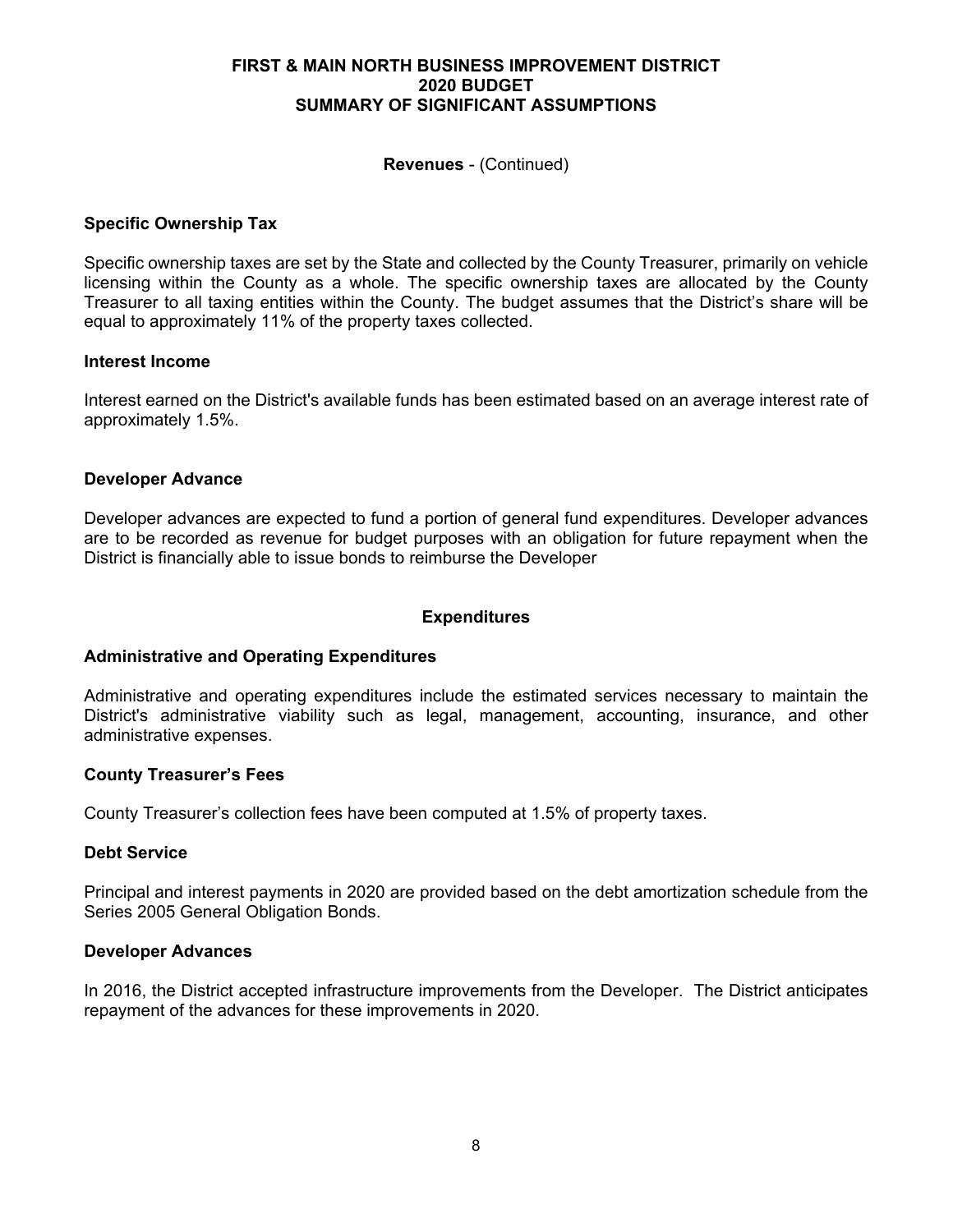# FIRST & MAIN NORTH BUSINESS IMPROVEMENT DISTRICT
# 2020 BUDGET
# SUMMARY OF SIGNIFICANT ASSUMPTIONS

**Revenues** - (Continued)

### Specific Ownership Tax

Specific ownership taxes are set by the State and collected by the County Treasurer, primarily on vehicle licensing within the County as a whole. The specific ownership taxes are allocated by the County Treasurer to all taxing entities within the County. The budget assumes that the District's share will be equal to approximately 11% of the property taxes collected.

### Interest Income

Interest earned on the District's available funds has been estimated based on an average interest rate of approximately 1.5%.

### Developer Advance

Developer advances are expected to fund a portion of general fund expenditures. Developer advances are to be recorded as revenue for budget purposes with an obligation for future repayment when the District is financially able to issue bonds to reimburse the Developer

## Expenditures

### Administrative and Operating Expenditures

Administrative and operating expenditures include the estimated services necessary to maintain the District's administrative viability such as legal, management, accounting, insurance, and other administrative expenses.

### County Treasurer's Fees

County Treasurer's collection fees have been computed at 1.5% of property taxes.

### Debt Service

Principal and interest payments in 2020 are provided based on the debt amortization schedule from the Series 2005 General Obligation Bonds.

### Developer Advances

In 2016, the District accepted infrastructure improvements from the Developer. The District anticipates repayment of the advances for these improvements in 2020.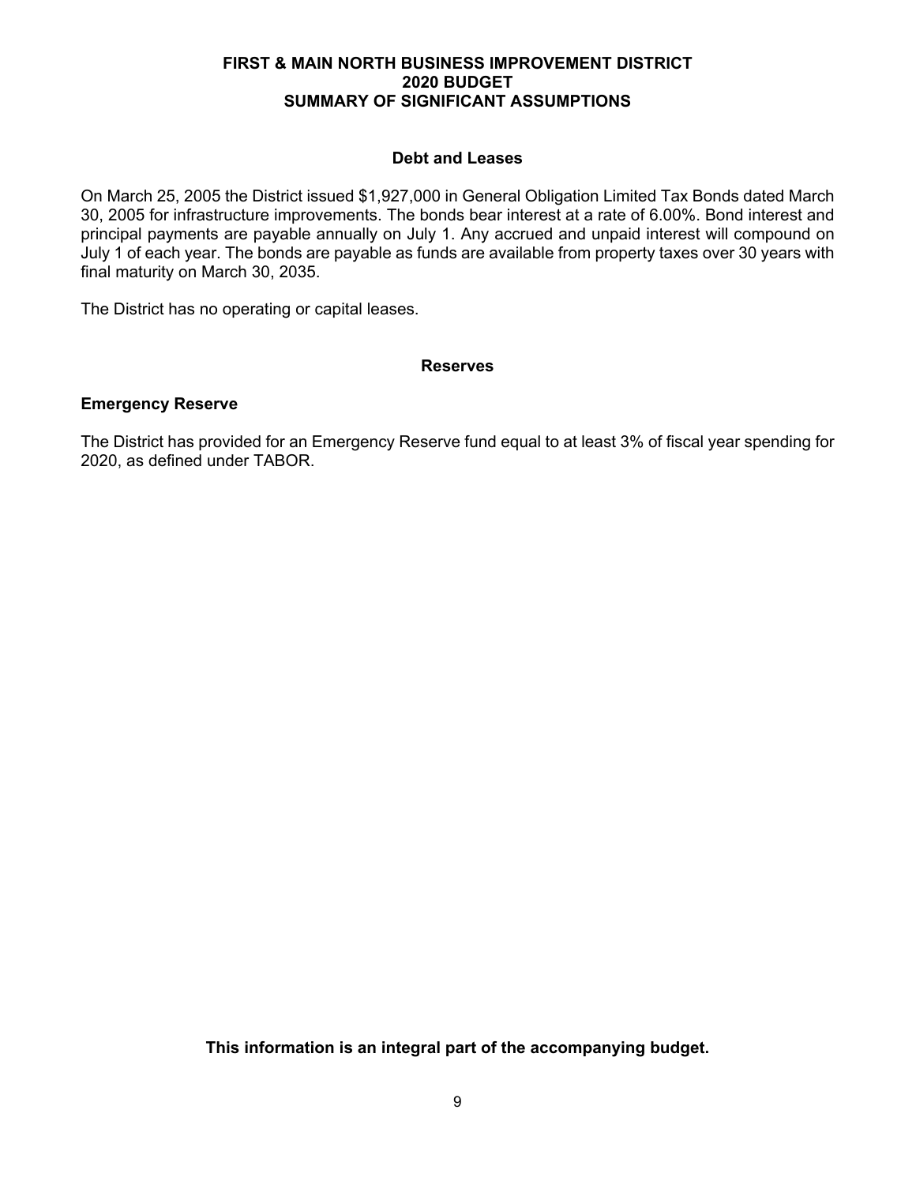# FIRST & MAIN NORTH BUSINESS IMPROVEMENT DISTRICT
## 2020 BUDGET
## SUMMARY OF SIGNIFICANT ASSUMPTIONS

### Debt and Leases

On March 25, 2005 the District issued $1,927,000 in General Obligation Limited Tax Bonds dated March 30, 2005 for infrastructure improvements. The bonds bear interest at a rate of 6.00%. Bond interest and principal payments are payable annually on July 1. Any accrued and unpaid interest will compound on July 1 of each year. The bonds are payable as funds are available from property taxes over 30 years with final maturity on March 30, 2035.

The District has no operating or capital leases.

### Reserves

**Emergency Reserve**

The District has provided for an Emergency Reserve fund equal to at least 3% of fiscal year spending for 2020, as defined under TABOR.

**This information is an integral part of the accompanying budget.**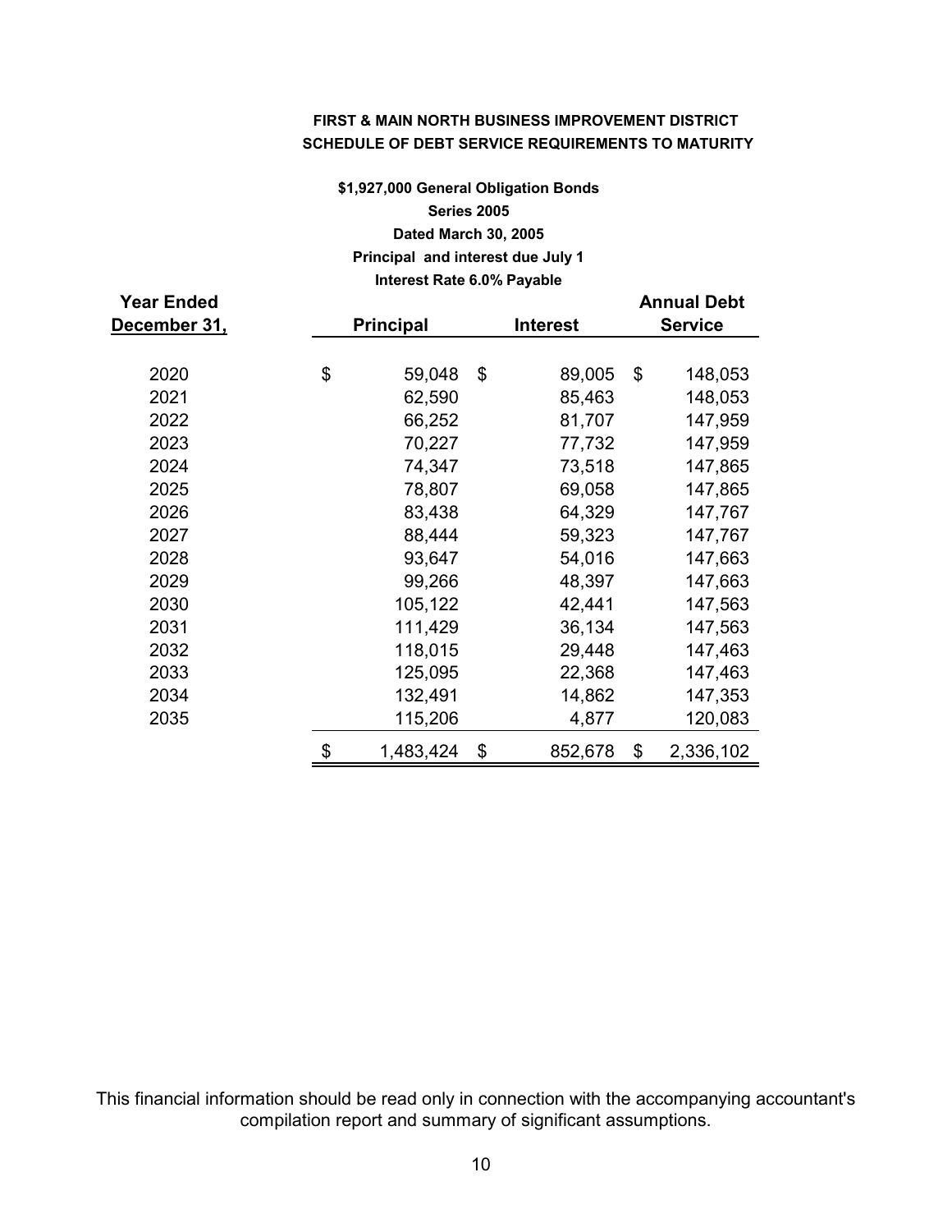**FIRST & MAIN NORTH BUSINESS IMPROVEMENT DISTRICT**
**SCHEDULE OF DEBT SERVICE REQUIREMENTS TO MATURITY**

**\$1,927,000 General Obligation Bonds**
**Series 2005**
**Dated March 30, 2005**
**Principal and interest due July 1**
**Interest Rate 6.0% Payable**

| Year Ended December 31, | Principal | Interest | Annual Debt Service |
|---|---|---|---|
| 2020 | \$ 59,048 | \$ 89,005 | \$ 148,053 |
| 2021 | 62,590 | 85,463 | 148,053 |
| 2022 | 66,252 | 81,707 | 147,959 |
| 2023 | 70,227 | 77,732 | 147,959 |
| 2024 | 74,347 | 73,518 | 147,865 |
| 2025 | 78,807 | 69,058 | 147,865 |
| 2026 | 83,438 | 64,329 | 147,767 |
| 2027 | 88,444 | 59,323 | 147,767 |
| 2028 | 93,647 | 54,016 | 147,663 |
| 2029 | 99,266 | 48,397 | 147,663 |
| 2030 | 105,122 | 42,441 | 147,563 |
| 2031 | 111,429 | 36,134 | 147,563 |
| 2032 | 118,015 | 29,448 | 147,463 |
| 2033 | 125,095 | 22,368 | 147,463 |
| 2034 | 132,491 | 14,862 | 147,353 |
| 2035 | 115,206 | 4,877 | 120,083 |
| | \$ 1,483,424 | \$ 852,678 | \$ 2,336,102 |

This financial information should be read only in connection with the accompanying accountant's compilation report and summary of significant assumptions.